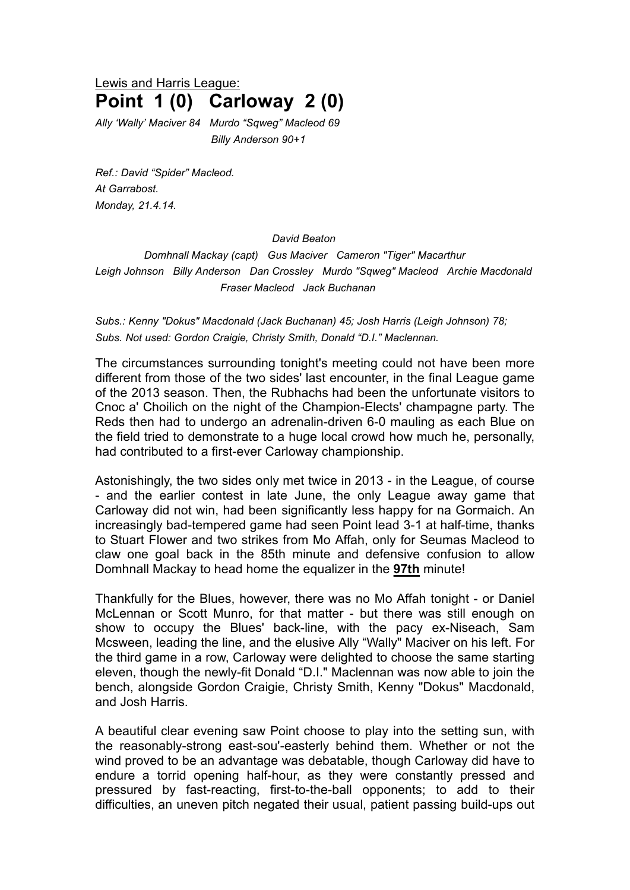<u>Lewis and Harris League:</u>

# Point 1 (0) Carloway 2 (0)

*Ally 'Wally' Maciver 84 Murdo "Sqweg" Macleod 69*
*Billy Anderson 90+1*

*Ref.: David "Spider" Macleod.*
*At Garrabost.*
*Monday, 21.4.14.*

*David Beaton*

*Domhnall Mackay (capt) Gus Maciver Cameron "Tiger" Macarthur*

*Leigh Johnson Billy Anderson Dan Crossley Murdo "Sqweg" Macleod Archie Macdonald*

*Fraser Macleod Jack Buchanan*

*Subs.: Kenny "Dokus" Macdonald (Jack Buchanan) 45; Josh Harris (Leigh Johnson) 78;*
*Subs. Not used: Gordon Craigie, Christy Smith, Donald "D.I." Maclennan.*

The circumstances surrounding tonight's meeting could not have been more different from those of the two sides' last encounter, in the final League game of the 2013 season. Then, the Rubhachs had been the unfortunate visitors to Cnoc a' Choilich on the night of the Champion-Elects' champagne party. The Reds then had to undergo an adrenalin-driven 6-0 mauling as each Blue on the field tried to demonstrate to a huge local crowd how much he, personally, had contributed to a first-ever Carloway championship.

Astonishingly, the two sides only met twice in 2013 - in the League, of course - and the earlier contest in late June, the only League away game that Carloway did not win, had been significantly less happy for na Gormaich. An increasingly bad-tempered game had seen Point lead 3-1 at half-time, thanks to Stuart Flower and two strikes from Mo Affah, only for Seumas Macleod to claw one goal back in the 85th minute and defensive confusion to allow Domhnall Mackay to head home the equalizer in the **<u>97th</u>** minute!

Thankfully for the Blues, however, there was no Mo Affah tonight - or Daniel McLennan or Scott Munro, for that matter - but there was still enough on show to occupy the Blues' back-line, with the pacy ex-Niseach, Sam Mcsween, leading the line, and the elusive Ally "Wally" Maciver on his left. For the third game in a row, Carloway were delighted to choose the same starting eleven, though the newly-fit Donald "D.I." Maclennan was now able to join the bench, alongside Gordon Craigie, Christy Smith, Kenny "Dokus" Macdonald, and Josh Harris.

A beautiful clear evening saw Point choose to play into the setting sun, with the reasonably-strong east-sou'-easterly behind them. Whether or not the wind proved to be an advantage was debatable, though Carloway did have to endure a torrid opening half-hour, as they were constantly pressed and pressured by fast-reacting, first-to-the-ball opponents; to add to their difficulties, an uneven pitch negated their usual, patient passing build-ups out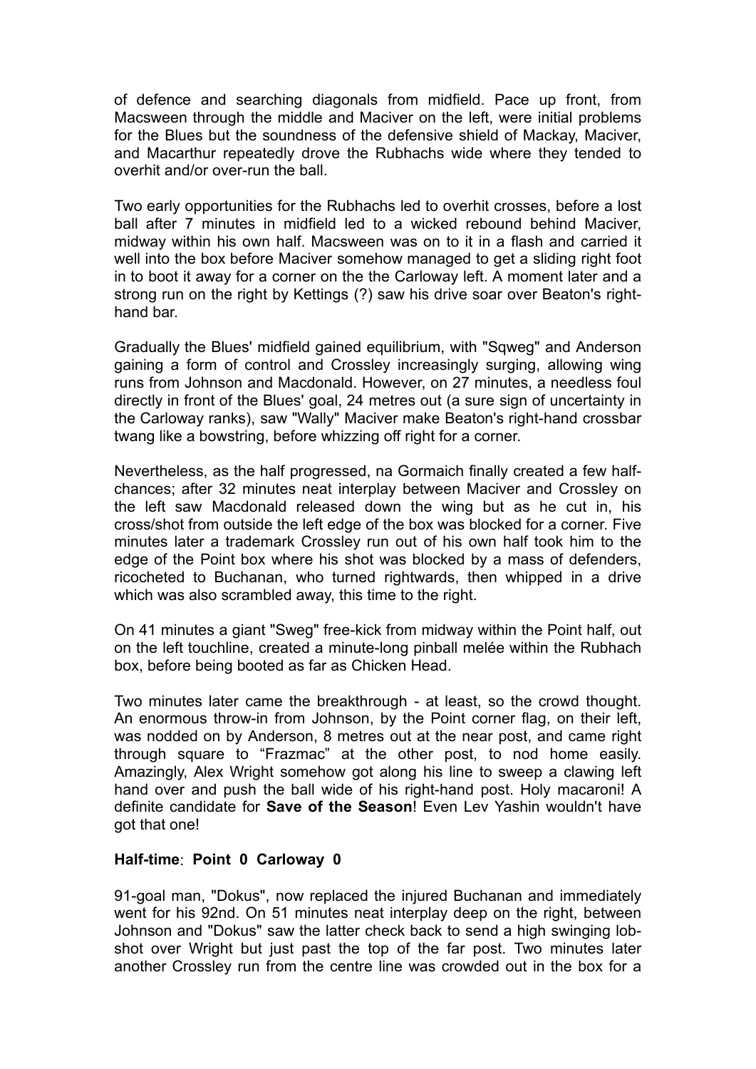of defence and searching diagonals from midfield. Pace up front, from Macsween through the middle and Maciver on the left, were initial problems for the Blues but the soundness of the defensive shield of Mackay, Maciver, and Macarthur repeatedly drove the Rubhachs wide where they tended to overhit and/or over-run the ball.

Two early opportunities for the Rubhachs led to overhit crosses, before a lost ball after 7 minutes in midfield led to a wicked rebound behind Maciver, midway within his own half. Macsween was on to it in a flash and carried it well into the box before Maciver somehow managed to get a sliding right foot in to boot it away for a corner on the the Carloway left. A moment later and a strong run on the right by Kettings (?) saw his drive soar over Beaton's right-hand bar.

Gradually the Blues' midfield gained equilibrium, with "Sqweg" and Anderson gaining a form of control and Crossley increasingly surging, allowing wing runs from Johnson and Macdonald. However, on 27 minutes, a needless foul directly in front of the Blues' goal, 24 metres out (a sure sign of uncertainty in the Carloway ranks), saw "Wally" Maciver make Beaton's right-hand crossbar twang like a bowstring, before whizzing off right for a corner.

Nevertheless, as the half progressed, na Gormaich finally created a few half-chances; after 32 minutes neat interplay between Maciver and Crossley on the left saw Macdonald released down the wing but as he cut in, his cross/shot from outside the left edge of the box was blocked for a corner. Five minutes later a trademark Crossley run out of his own half took him to the edge of the Point box where his shot was blocked by a mass of defenders, ricocheted to Buchanan, who turned rightwards, then whipped in a drive which was also scrambled away, this time to the right.

On 41 minutes a giant "Sweg" free-kick from midway within the Point half, out on the left touchline, created a minute-long pinball melée within the Rubhach box, before being booted as far as Chicken Head.

Two minutes later came the breakthrough - at least, so the crowd thought. An enormous throw-in from Johnson, by the Point corner flag, on their left, was nodded on by Anderson, 8 metres out at the near post, and came right through square to "Frazmac" at the other post, to nod home easily. Amazingly, Alex Wright somehow got along his line to sweep a clawing left hand over and push the ball wide of his right-hand post. Holy macaroni! A definite candidate for **Save of the Season**! Even Lev Yashin wouldn't have got that one!

**Half-time**: **Point 0 Carloway 0**

91-goal man, "Dokus", now replaced the injured Buchanan and immediately went for his 92nd. On 51 minutes neat interplay deep on the right, between Johnson and "Dokus" saw the latter check back to send a high swinging lob-shot over Wright but just past the top of the far post. Two minutes later another Crossley run from the centre line was crowded out in the box for a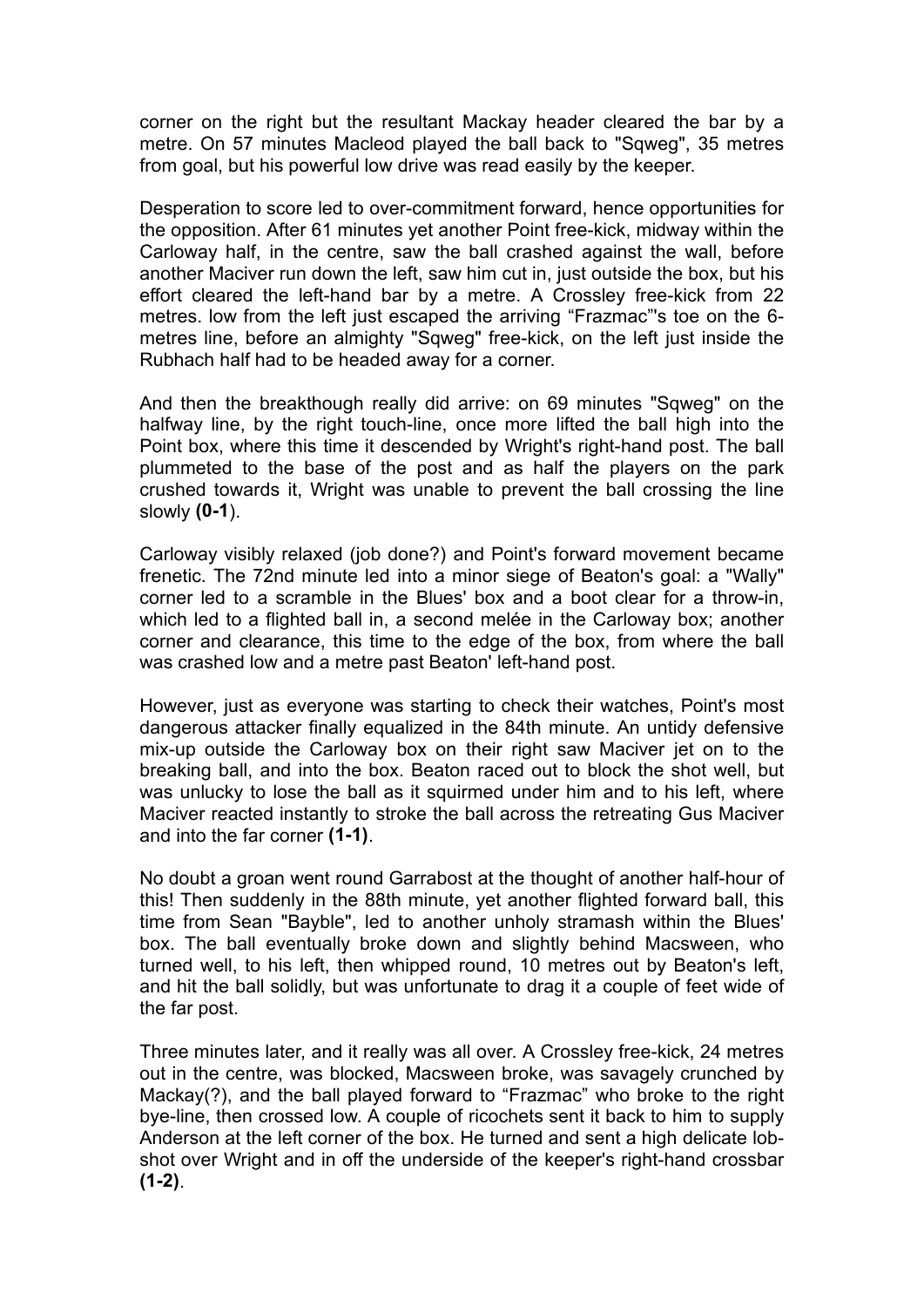corner on the right but the resultant Mackay header cleared the bar by a metre. On 57 minutes Macleod played the ball back to "Sqweg", 35 metres from goal, but his powerful low drive was read easily by the keeper.

Desperation to score led to over-commitment forward, hence opportunities for the opposition. After 61 minutes yet another Point free-kick, midway within the Carloway half, in the centre, saw the ball crashed against the wall, before another Maciver run down the left, saw him cut in, just outside the box, but his effort cleared the left-hand bar by a metre. A Crossley free-kick from 22 metres. low from the left just escaped the arriving “Frazmac”'s toe on the 6-metres line, before an almighty "Sqweg" free-kick, on the left just inside the Rubhach half had to be headed away for a corner.

And then the breakthough really did arrive: on 69 minutes "Sqweg" on the halfway line, by the right touch-line, once more lifted the ball high into the Point box, where this time it descended by Wright's right-hand post. The ball plummeted to the base of the post and as half the players on the park crushed towards it, Wright was unable to prevent the ball crossing the line slowly **(0-1**).

Carloway visibly relaxed (job done?) and Point's forward movement became frenetic. The 72nd minute led into a minor siege of Beaton's goal: a "Wally" corner led to a scramble in the Blues' box and a boot clear for a throw-in, which led to a flighted ball in, a second melée in the Carloway box; another corner and clearance, this time to the edge of the box, from where the ball was crashed low and a metre past Beaton' left-hand post.

However, just as everyone was starting to check their watches, Point's most dangerous attacker finally equalized in the 84th minute. An untidy defensive mix-up outside the Carloway box on their right saw Maciver jet on to the breaking ball, and into the box. Beaton raced out to block the shot well, but was unlucky to lose the ball as it squirmed under him and to his left, where Maciver reacted instantly to stroke the ball across the retreating Gus Maciver and into the far corner **(1-1)**.

No doubt a groan went round Garrabost at the thought of another half-hour of this! Then suddenly in the 88th minute, yet another flighted forward ball, this time from Sean "Bayble", led to another unholy stramash within the Blues' box. The ball eventually broke down and slightly behind Macsween, who turned well, to his left, then whipped round, 10 metres out by Beaton's left, and hit the ball solidly, but was unfortunate to drag it a couple of feet wide of the far post.

Three minutes later, and it really was all over. A Crossley free-kick, 24 metres out in the centre, was blocked, Macsween broke, was savagely crunched by Mackay(?), and the ball played forward to “Frazmac” who broke to the right bye-line, then crossed low. A couple of ricochets sent it back to him to supply Anderson at the left corner of the box. He turned and sent a high delicate lob-shot over Wright and in off the underside of the keeper's right-hand crossbar **(1-2)**.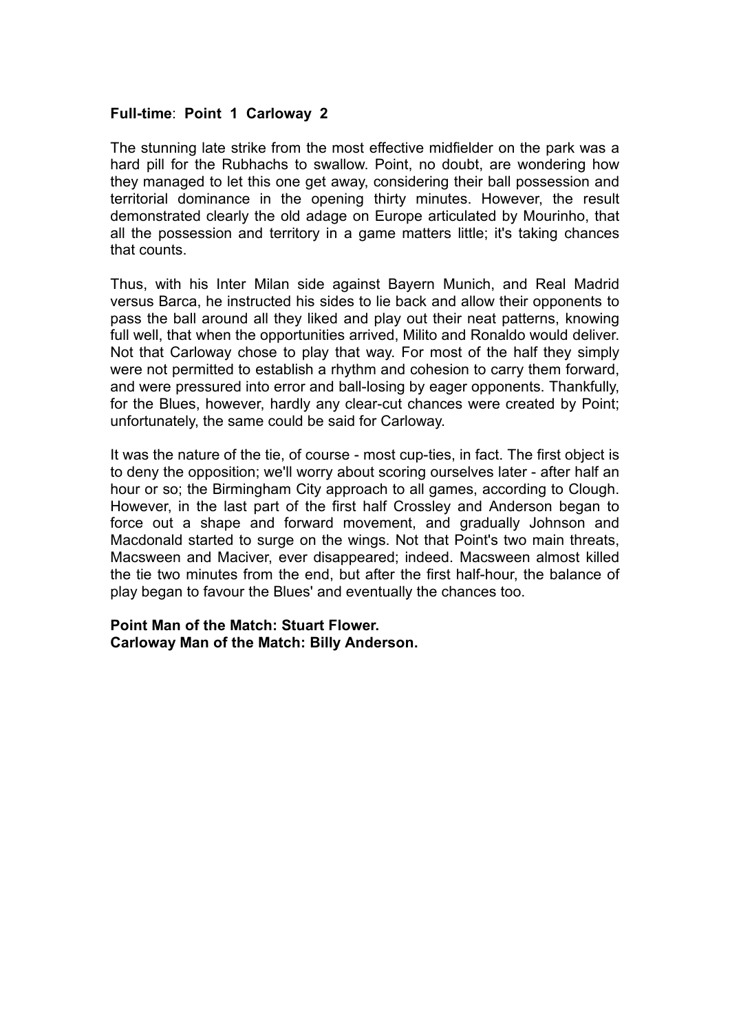**Full-time**: **Point 1 Carloway 2**

The stunning late strike from the most effective midfielder on the park was a hard pill for the Rubhachs to swallow. Point, no doubt, are wondering how they managed to let this one get away, considering their ball possession and territorial dominance in the opening thirty minutes. However, the result demonstrated clearly the old adage on Europe articulated by Mourinho, that all the possession and territory in a game matters little; it's taking chances that counts.

Thus, with his Inter Milan side against Bayern Munich, and Real Madrid versus Barca, he instructed his sides to lie back and allow their opponents to pass the ball around all they liked and play out their neat patterns, knowing full well, that when the opportunities arrived, Milito and Ronaldo would deliver. Not that Carloway chose to play that way. For most of the half they simply were not permitted to establish a rhythm and cohesion to carry them forward, and were pressured into error and ball-losing by eager opponents. Thankfully, for the Blues, however, hardly any clear-cut chances were created by Point; unfortunately, the same could be said for Carloway.

It was the nature of the tie, of course - most cup-ties, in fact. The first object is to deny the opposition; we'll worry about scoring ourselves later - after half an hour or so; the Birmingham City approach to all games, according to Clough. However, in the last part of the first half Crossley and Anderson began to force out a shape and forward movement, and gradually Johnson and Macdonald started to surge on the wings. Not that Point's two main threats, Macsween and Maciver, ever disappeared; indeed. Macsween almost killed the tie two minutes from the end, but after the first half-hour, the balance of play began to favour the Blues' and eventually the chances too.

**Point Man of the Match: Stuart Flower.**
**Carloway Man of the Match: Billy Anderson.**